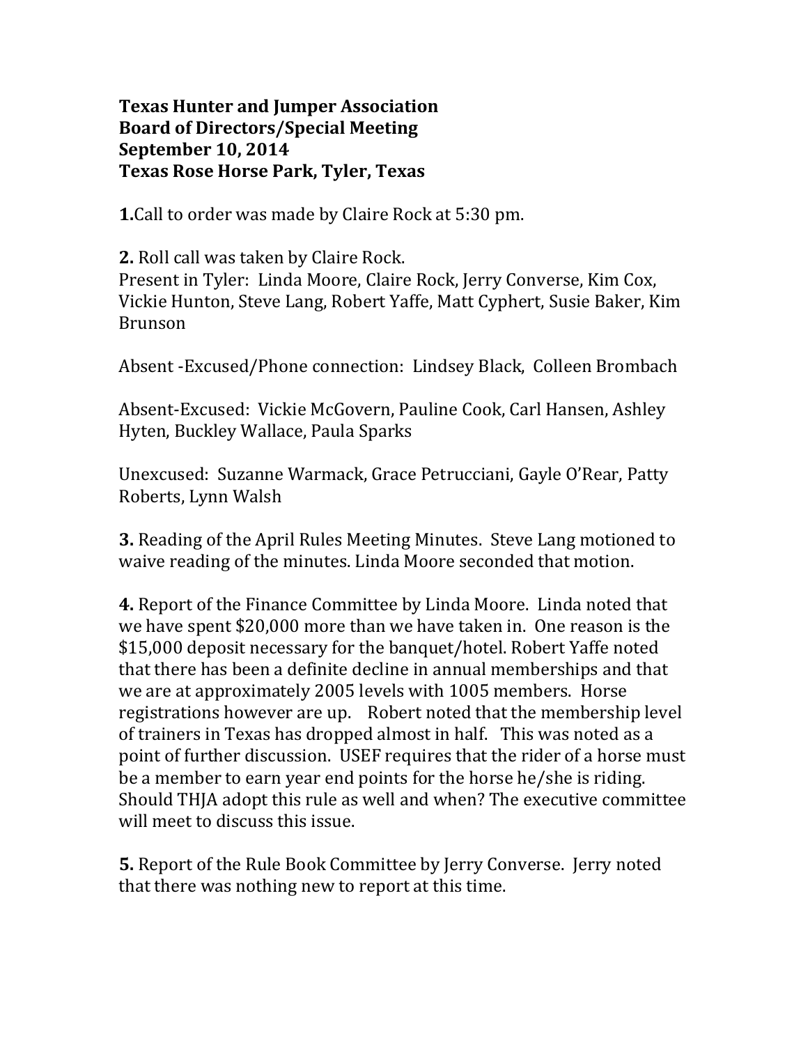**Texas Hunter and Jumper Association**
**Board of Directors/Special Meeting**
**September 10, 2014**
**Texas Rose Horse Park, Tyler, Texas**

**1.**Call to order was made by Claire Rock at 5:30 pm.

**2.** Roll call was taken by Claire Rock.
Present in Tyler: Linda Moore, Claire Rock, Jerry Converse, Kim Cox, Vickie Hunton, Steve Lang, Robert Yaffe, Matt Cyphert, Susie Baker, Kim Brunson

Absent -Excused/Phone connection: Lindsey Black, Colleen Brombach

Absent-Excused: Vickie McGovern, Pauline Cook, Carl Hansen, Ashley Hyten, Buckley Wallace, Paula Sparks

Unexcused: Suzanne Warmack, Grace Petrucciani, Gayle O'Rear, Patty Roberts, Lynn Walsh

**3.** Reading of the April Rules Meeting Minutes. Steve Lang motioned to waive reading of the minutes. Linda Moore seconded that motion.

**4.** Report of the Finance Committee by Linda Moore. Linda noted that we have spent $20,000 more than we have taken in. One reason is the $15,000 deposit necessary for the banquet/hotel. Robert Yaffe noted that there has been a definite decline in annual memberships and that we are at approximately 2005 levels with 1005 members. Horse registrations however are up. Robert noted that the membership level of trainers in Texas has dropped almost in half. This was noted as a point of further discussion. USEF requires that the rider of a horse must be a member to earn year end points for the horse he/she is riding. Should THJA adopt this rule as well and when? The executive committee will meet to discuss this issue.

**5.** Report of the Rule Book Committee by Jerry Converse. Jerry noted that there was nothing new to report at this time.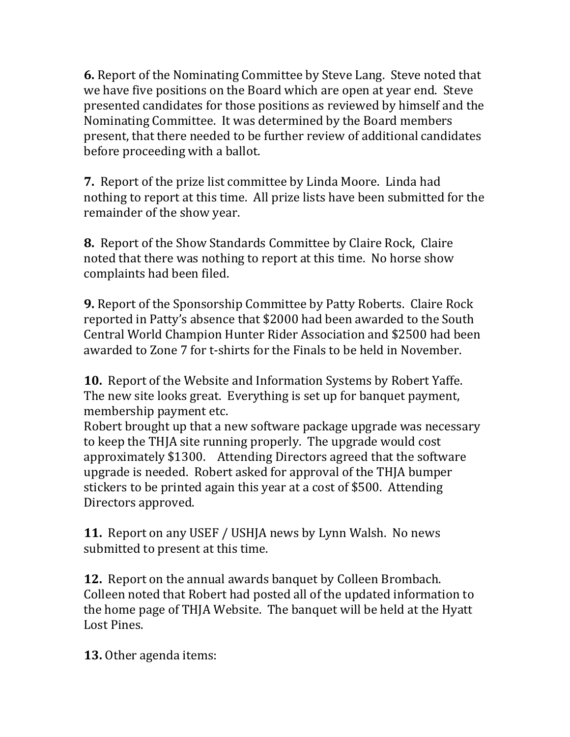**6.** Report of the Nominating Committee by Steve Lang. Steve noted that we have five positions on the Board which are open at year end. Steve presented candidates for those positions as reviewed by himself and the Nominating Committee. It was determined by the Board members present, that there needed to be further review of additional candidates before proceeding with a ballot.

**7.** Report of the prize list committee by Linda Moore. Linda had nothing to report at this time. All prize lists have been submitted for the remainder of the show year.

**8.** Report of the Show Standards Committee by Claire Rock, Claire noted that there was nothing to report at this time. No horse show complaints had been filed.

**9.** Report of the Sponsorship Committee by Patty Roberts. Claire Rock reported in Patty's absence that $2000 had been awarded to the South Central World Champion Hunter Rider Association and $2500 had been awarded to Zone 7 for t-shirts for the Finals to be held in November.

**10.** Report of the Website and Information Systems by Robert Yaffe. The new site looks great. Everything is set up for banquet payment, membership payment etc.
Robert brought up that a new software package upgrade was necessary to keep the THJA site running properly. The upgrade would cost approximately $1300. Attending Directors agreed that the software upgrade is needed. Robert asked for approval of the THJA bumper stickers to be printed again this year at a cost of $500. Attending Directors approved.

**11.** Report on any USEF / USHJA news by Lynn Walsh. No news submitted to present at this time.

**12.** Report on the annual awards banquet by Colleen Brombach. Colleen noted that Robert had posted all of the updated information to the home page of THJA Website. The banquet will be held at the Hyatt Lost Pines.

**13.** Other agenda items: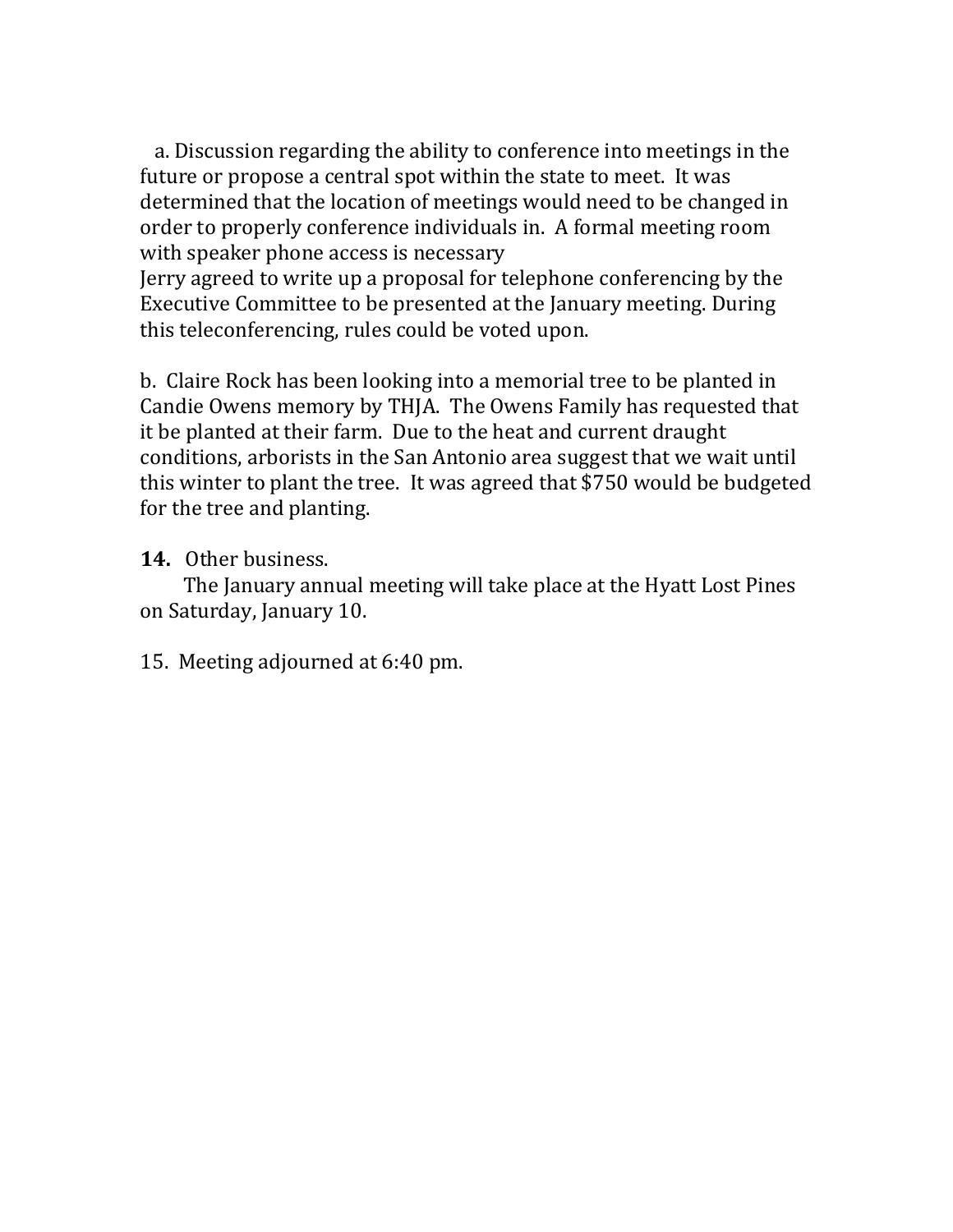a. Discussion regarding the ability to conference into meetings in the future or propose a central spot within the state to meet. It was determined that the location of meetings would need to be changed in order to properly conference individuals in. A formal meeting room with speaker phone access is necessary
Jerry agreed to write up a proposal for telephone conferencing by the Executive Committee to be presented at the January meeting. During this teleconferencing, rules could be voted upon.

b. Claire Rock has been looking into a memorial tree to be planted in Candie Owens memory by THJA. The Owens Family has requested that it be planted at their farm. Due to the heat and current draught conditions, arborists in the San Antonio area suggest that we wait until this winter to plant the tree. It was agreed that $750 would be budgeted for the tree and planting.

**14.** Other business.

The January annual meeting will take place at the Hyatt Lost Pines on Saturday, January 10.

15. Meeting adjourned at 6:40 pm.